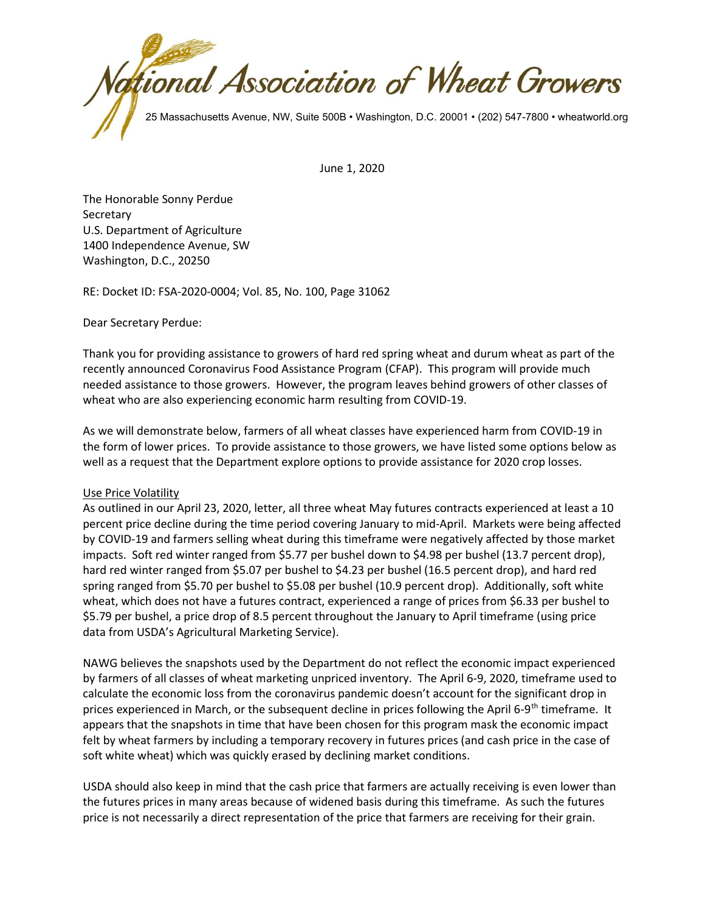# National Association of Wheat Growers

25 Massachusetts Avenue, NW, Suite 500B • Washington, D.C. 20001 • (202) 547-7800 • wheatworld.org

June 1, 2020

The Honorable Sonny Perdue
Secretary
U.S. Department of Agriculture
1400 Independence Avenue, SW
Washington, D.C., 20250

RE: Docket ID: FSA-2020-0004; Vol. 85, No. 100, Page 31062

Dear Secretary Perdue:

Thank you for providing assistance to growers of hard red spring wheat and durum wheat as part of the recently announced Coronavirus Food Assistance Program (CFAP). This program will provide much needed assistance to those growers. However, the program leaves behind growers of other classes of wheat who are also experiencing economic harm resulting from COVID-19.

As we will demonstrate below, farmers of all wheat classes have experienced harm from COVID-19 in the form of lower prices. To provide assistance to those growers, we have listed some options below as well as a request that the Department explore options to provide assistance for 2020 crop losses.

<u>Use Price Volatility</u>

As outlined in our April 23, 2020, letter, all three wheat May futures contracts experienced at least a 10 percent price decline during the time period covering January to mid-April. Markets were being affected by COVID-19 and farmers selling wheat during this timeframe were negatively affected by those market impacts. Soft red winter ranged from $5.77 per bushel down to $4.98 per bushel (13.7 percent drop), hard red winter ranged from $5.07 per bushel to $4.23 per bushel (16.5 percent drop), and hard red spring ranged from $5.70 per bushel to $5.08 per bushel (10.9 percent drop). Additionally, soft white wheat, which does not have a futures contract, experienced a range of prices from $6.33 per bushel to $5.79 per bushel, a price drop of 8.5 percent throughout the January to April timeframe (using price data from USDA's Agricultural Marketing Service).

NAWG believes the snapshots used by the Department do not reflect the economic impact experienced by farmers of all classes of wheat marketing unpriced inventory. The April 6-9, 2020, timeframe used to calculate the economic loss from the coronavirus pandemic doesn't account for the significant drop in prices experienced in March, or the subsequent decline in prices following the April 6-9th timeframe. It appears that the snapshots in time that have been chosen for this program mask the economic impact felt by wheat farmers by including a temporary recovery in futures prices (and cash price in the case of soft white wheat) which was quickly erased by declining market conditions.

USDA should also keep in mind that the cash price that farmers are actually receiving is even lower than the futures prices in many areas because of widened basis during this timeframe. As such the futures price is not necessarily a direct representation of the price that farmers are receiving for their grain.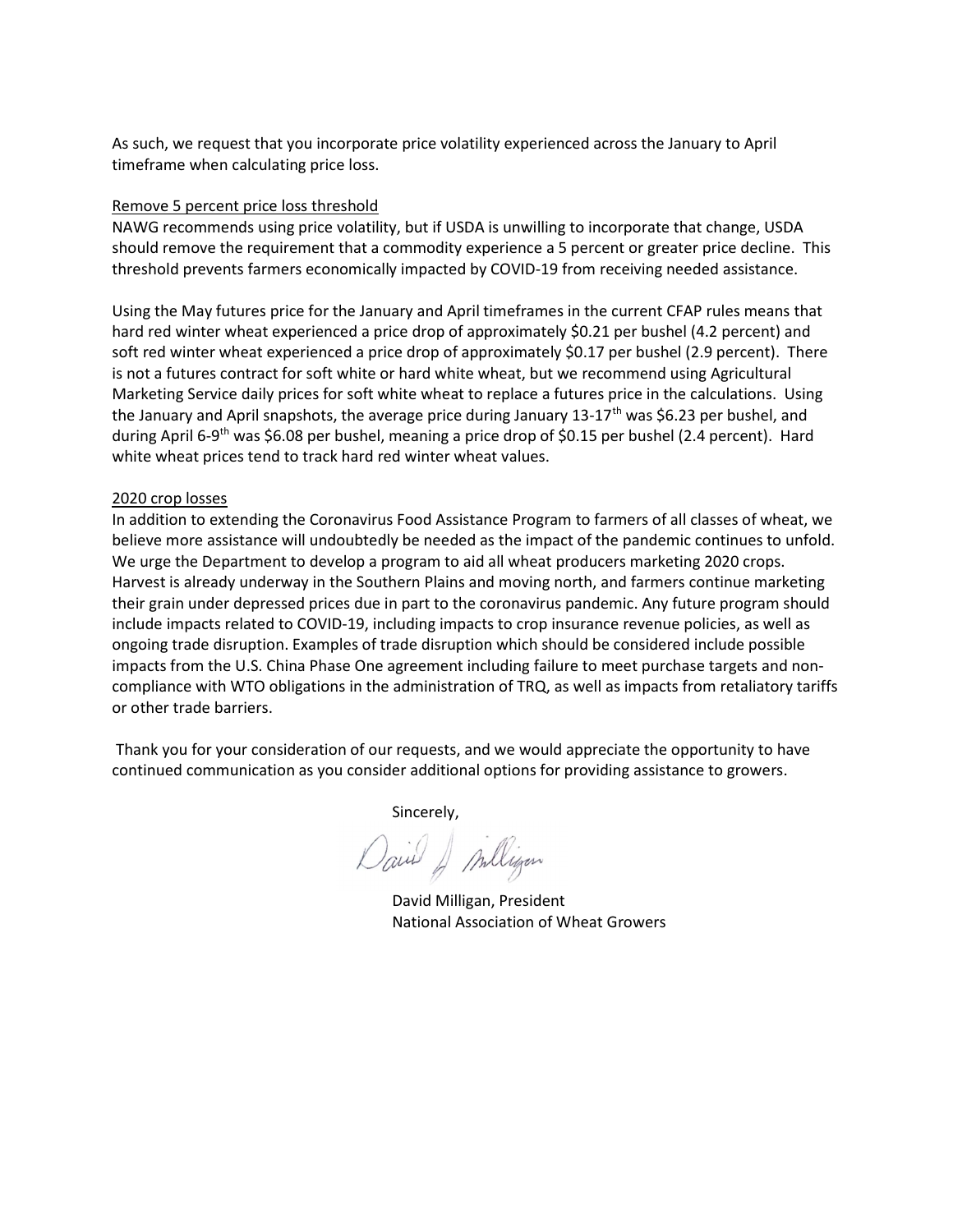As such, we request that you incorporate price volatility experienced across the January to April timeframe when calculating price loss.

Remove 5 percent price loss threshold

NAWG recommends using price volatility, but if USDA is unwilling to incorporate that change, USDA should remove the requirement that a commodity experience a 5 percent or greater price decline. This threshold prevents farmers economically impacted by COVID-19 from receiving needed assistance.

Using the May futures price for the January and April timeframes in the current CFAP rules means that hard red winter wheat experienced a price drop of approximately \$0.21 per bushel (4.2 percent) and soft red winter wheat experienced a price drop of approximately \$0.17 per bushel (2.9 percent). There is not a futures contract for soft white or hard white wheat, but we recommend using Agricultural Marketing Service daily prices for soft white wheat to replace a futures price in the calculations. Using the January and April snapshots, the average price during January 13-17th was \$6.23 per bushel, and during April 6-9th was \$6.08 per bushel, meaning a price drop of \$0.15 per bushel (2.4 percent). Hard white wheat prices tend to track hard red winter wheat values.

2020 crop losses

In addition to extending the Coronavirus Food Assistance Program to farmers of all classes of wheat, we believe more assistance will undoubtedly be needed as the impact of the pandemic continues to unfold. We urge the Department to develop a program to aid all wheat producers marketing 2020 crops. Harvest is already underway in the Southern Plains and moving north, and farmers continue marketing their grain under depressed prices due in part to the coronavirus pandemic. Any future program should include impacts related to COVID-19, including impacts to crop insurance revenue policies, as well as ongoing trade disruption. Examples of trade disruption which should be considered include possible impacts from the U.S. China Phase One agreement including failure to meet purchase targets and non-compliance with WTO obligations in the administration of TRQ, as well as impacts from retaliatory tariffs or other trade barriers.

Thank you for your consideration of our requests, and we would appreciate the opportunity to have continued communication as you consider additional options for providing assistance to growers.

Sincerely,

David Milligan, President
National Association of Wheat Growers